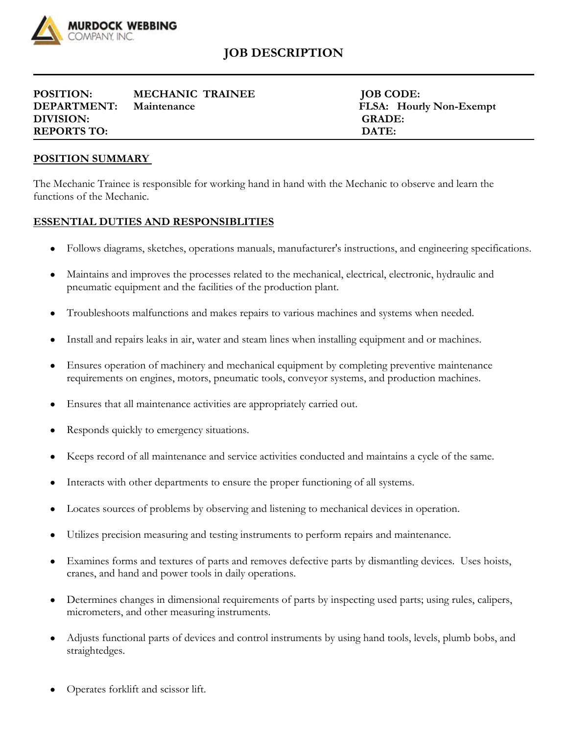MURDOCK WEBBING COMPANY, INC.

# JOB DESCRIPTION

| | | | |
|---|---|---|---|
| **POSITION:** | **MECHANIC TRAINEE** | **JOB CODE:** | |
| **DEPARTMENT:** | **Maintenance** | **FLSA:** | **Hourly Non-Exempt** |
| **DIVISION:** | | **GRADE:** | |
| **REPORTS TO:** | | **DATE:** | |

## POSITION SUMMARY

The Mechanic Trainee is responsible for working hand in hand with the Mechanic to observe and learn the functions of the Mechanic.

## ESSENTIAL DUTIES AND RESPONSIBLITIES

- Follows diagrams, sketches, operations manuals, manufacturer's instructions, and engineering specifications.
- Maintains and improves the processes related to the mechanical, electrical, electronic, hydraulic and pneumatic equipment and the facilities of the production plant.
- Troubleshoots malfunctions and makes repairs to various machines and systems when needed.
- Install and repairs leaks in air, water and steam lines when installing equipment and or machines.
- Ensures operation of machinery and mechanical equipment by completing preventive maintenance requirements on engines, motors, pneumatic tools, conveyor systems, and production machines.
- Ensures that all maintenance activities are appropriately carried out.
- Responds quickly to emergency situations.
- Keeps record of all maintenance and service activities conducted and maintains a cycle of the same.
- Interacts with other departments to ensure the proper functioning of all systems.
- Locates sources of problems by observing and listening to mechanical devices in operation.
- Utilizes precision measuring and testing instruments to perform repairs and maintenance.
- Examines forms and textures of parts and removes defective parts by dismantling devices. Uses hoists, cranes, and hand and power tools in daily operations.
- Determines changes in dimensional requirements of parts by inspecting used parts; using rules, calipers, micrometers, and other measuring instruments.
- Adjusts functional parts of devices and control instruments by using hand tools, levels, plumb bobs, and straightedges.
- Operates forklift and scissor lift.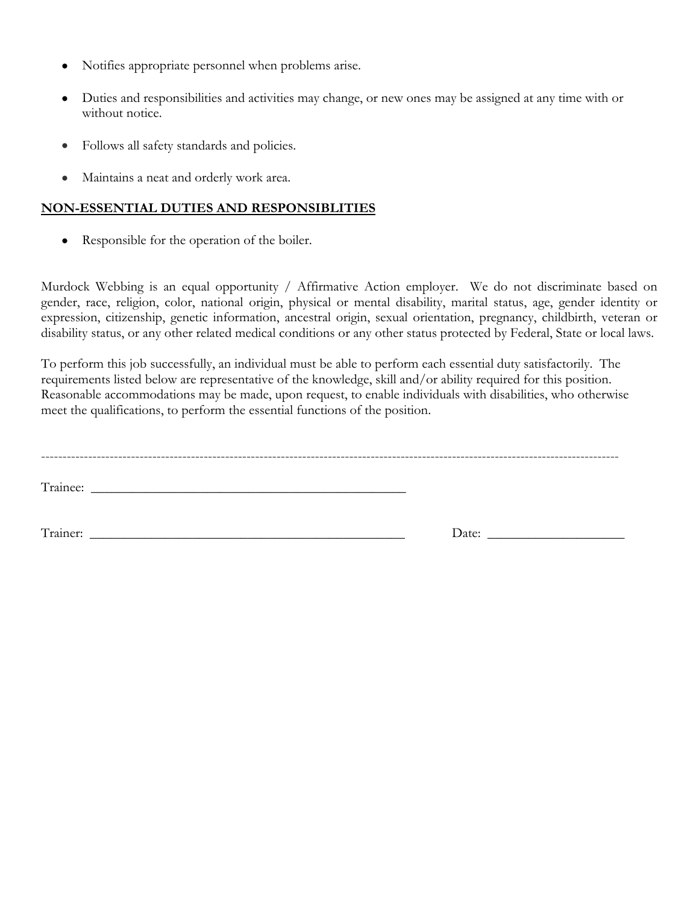- Notifies appropriate personnel when problems arise.

- Duties and responsibilities and activities may change, or new ones may be assigned at any time with or without notice.

- Follows all safety standards and policies.

- Maintains a neat and orderly work area.

**NON-ESSENTIAL DUTIES AND RESPONSIBLITIES**

- Responsible for the operation of the boiler.

Murdock Webbing is an equal opportunity / Affirmative Action employer. We do not discriminate based on gender, race, religion, color, national origin, physical or mental disability, marital status, age, gender identity or expression, citizenship, genetic information, ancestral origin, sexual orientation, pregnancy, childbirth, veteran or disability status, or any other related medical conditions or any other status protected by Federal, State or local laws.

To perform this job successfully, an individual must be able to perform each essential duty satisfactorily. The requirements listed below are representative of the knowledge, skill and/or ability required for this position. Reasonable accommodations may be made, upon request, to enable individuals with disabilities, who otherwise meet the qualifications, to perform the essential functions of the position.

---

Trainee: ______________________________________________

Trainer: ______________________________________________ Date: ____________________